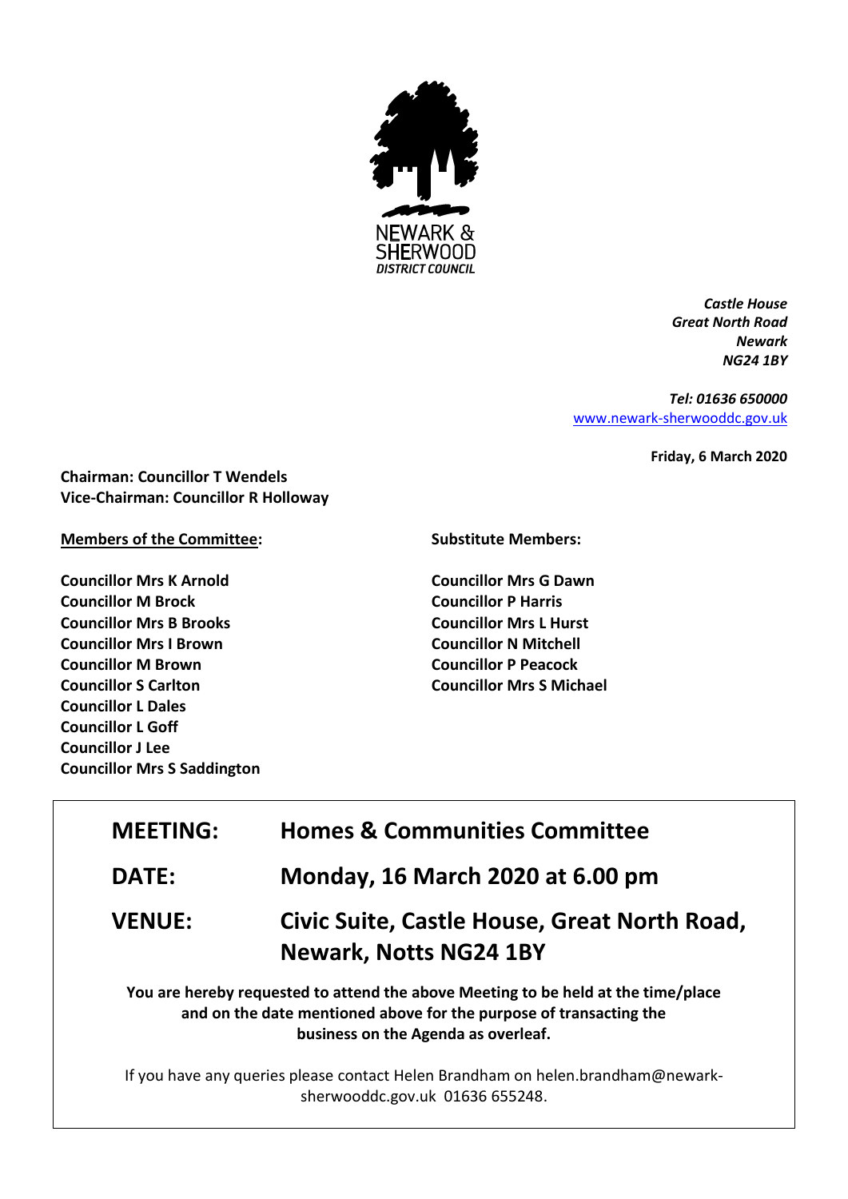NEWARK & SHERWOOD DISTRICT COUNCIL

*Castle House*
*Great North Road*
*Newark*
*NG24 1BY*

*Tel: 01636 650000*
[www.newark-sherwooddc.gov.uk](http://www.newark-sherwooddc.gov.uk)

**Friday, 6 March 2020**

**Chairman: Councillor T Wendels**
**Vice-Chairman: Councillor R Holloway**

**Members of the Committee:**

**Councillor Mrs K Arnold**
**Councillor M Brock**
**Councillor Mrs B Brooks**
**Councillor Mrs I Brown**
**Councillor M Brown**
**Councillor S Carlton**
**Councillor L Dales**
**Councillor L Goff**
**Councillor J Lee**
**Councillor Mrs S Saddington**

**Substitute Members:**

**Councillor Mrs G Dawn**
**Councillor P Harris**
**Councillor Mrs L Hurst**
**Councillor N Mitchell**
**Councillor P Peacock**
**Councillor Mrs S Michael**

| | |
|---|---|
| **MEETING:** | **Homes & Communities Committee** |
| **DATE:** | **Monday, 16 March 2020 at 6.00 pm** |
| **VENUE:** | **Civic Suite, Castle House, Great North Road, Newark, Notts NG24 1BY** |

**You are hereby requested to attend the above Meeting to be held at the time/place and on the date mentioned above for the purpose of transacting the business on the Agenda as overleaf.**

If you have any queries please contact Helen Brandham on helen.brandham@newark-sherwooddc.gov.uk 01636 655248.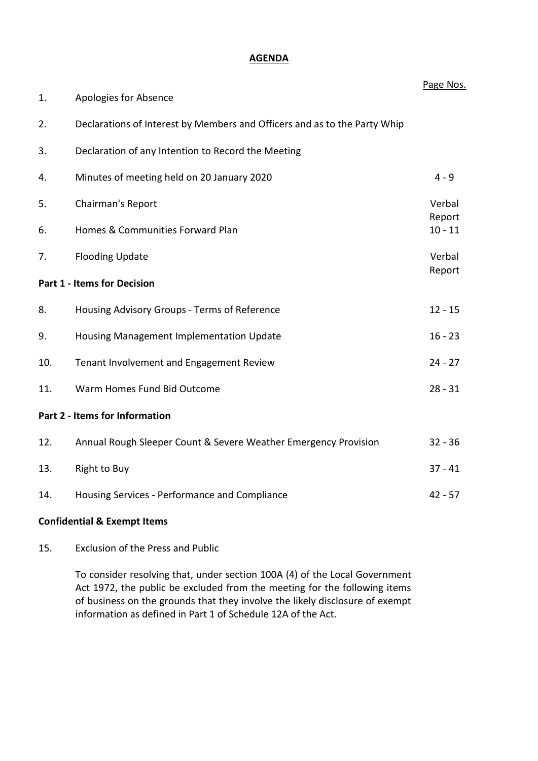# AGENDA

| | | Page Nos. |
|---|---|---|
| 1. | Apologies for Absence | |
| 2. | Declarations of Interest by Members and Officers and as to the Party Whip | |
| 3. | Declaration of any Intention to Record the Meeting | |
| 4. | Minutes of meeting held on 20 January 2020 | 4 - 9 |
| 5. | Chairman's Report | Verbal Report |
| 6. | Homes & Communities Forward Plan | 10 - 11 |
| 7. | Flooding Update | Verbal Report |

**Part 1 - Items for Decision**

| | | |
|---|---|---|
| 8. | Housing Advisory Groups - Terms of Reference | 12 - 15 |
| 9. | Housing Management Implementation Update | 16 - 23 |
| 10. | Tenant Involvement and Engagement Review | 24 - 27 |
| 11. | Warm Homes Fund Bid Outcome | 28 - 31 |

**Part 2 - Items for Information**

| | | |
|---|---|---|
| 12. | Annual Rough Sleeper Count & Severe Weather Emergency Provision | 32 - 36 |
| 13. | Right to Buy | 37 - 41 |
| 14. | Housing Services - Performance and Compliance | 42 - 57 |

**Confidential & Exempt Items**

15. Exclusion of the Press and Public

To consider resolving that, under section 100A (4) of the Local Government Act 1972, the public be excluded from the meeting for the following items of business on the grounds that they involve the likely disclosure of exempt information as defined in Part 1 of Schedule 12A of the Act.